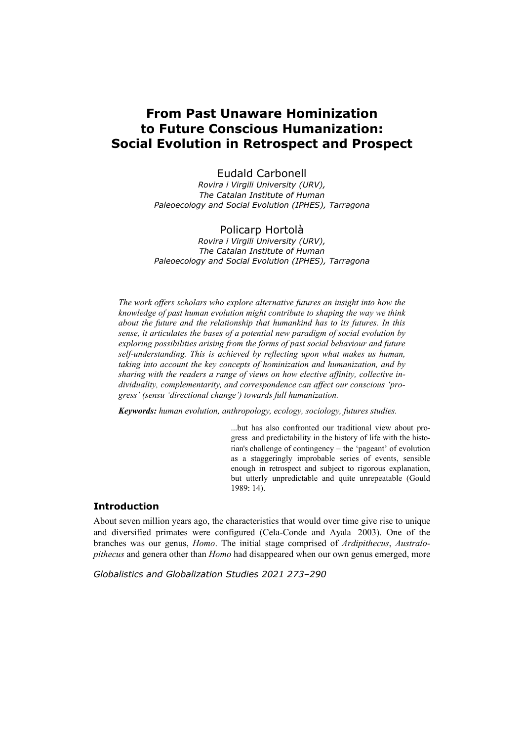# From Past Unaware Hominization to Future Conscious Humanization: Social Evolution in Retrospect and Prospect

Eudald Carbonell

*Rovira i Virgili University (URV), The Catalan Institute of Human Paleoecology and Social Evolution (IPHES), Tarragona*

Policarp Hortolà

*Rovira i Virgili University (URV), The Catalan Institute of Human Paleoecology and Social Evolution (IPHES), Tarragona*

*The work offers scholars who explore alternative futures an insight into how the knowledge of past human evolution might contribute to shaping the way we think about the future and the relationship that humankind has to its futures. In this sense, it articulates the bases of a potential new paradigm of social evolution by exploring possibilities arising from the forms of past social behaviour and future self-understanding. This is achieved by reflecting upon what makes us human, taking into account the key concepts of hominization and humanization, and by sharing with the readers a range of views on how elective affinity, collective individuality, complementarity, and correspondence can affect our conscious 'progress' (sensu 'directional change') towards full humanization.*

***Keywords:*** *human evolution, anthropology, ecology, sociology, futures studies.*

> ...but has also confronted our traditional view about progress and predictability in the history of life with the historian's challenge of contingency – the 'pageant' of evolution as a staggeringly improbable series of events, sensible enough in retrospect and subject to rigorous explanation, but utterly unpredictable and quite unrepeatable (Gould 1989: 14).

### Introduction

About seven million years ago, the characteristics that would over time give rise to unique and diversified primates were configured (Cela-Conde and Ayala 2003). One of the branches was our genus, *Homo*. The initial stage comprised of *Ardipithecus*, *Australopithecus* and genera other than *Homo* had disappeared when our own genus emerged, more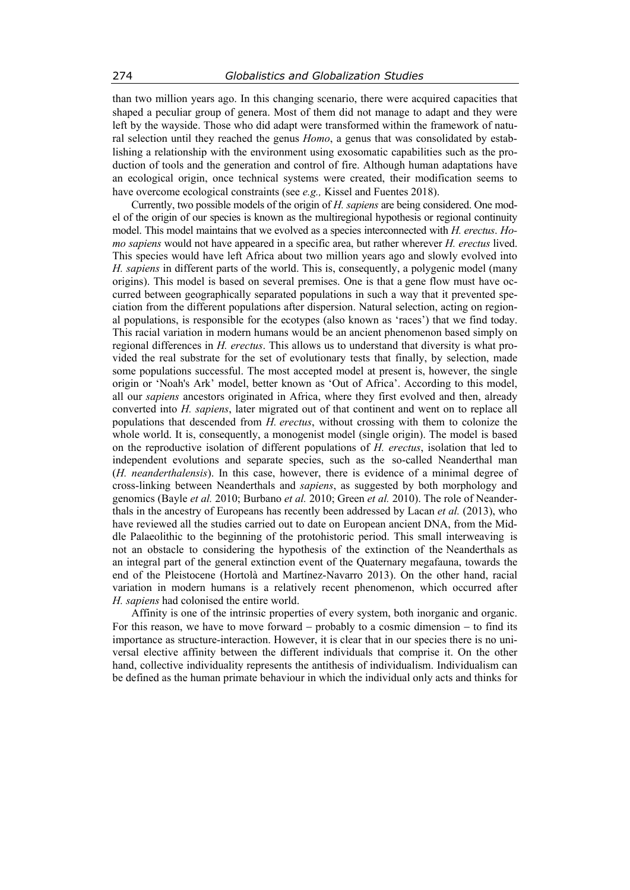than two million years ago. In this changing scenario, there were acquired capacities that shaped a peculiar group of genera. Most of them did not manage to adapt and they were left by the wayside. Those who did adapt were transformed within the framework of natural selection until they reached the genus *Homo*, a genus that was consolidated by establishing a relationship with the environment using exosomatic capabilities such as the production of tools and the generation and control of fire. Although human adaptations have an ecological origin, once technical systems were created, their modification seems to have overcome ecological constraints (see *e.g.,* Kissel and Fuentes 2018).

Currently, two possible models of the origin of *H. sapiens* are being considered. One model of the origin of our species is known as the multiregional hypothesis or regional continuity model. This model maintains that we evolved as a species interconnected with *H. erectus*. *Homo sapiens* would not have appeared in a specific area, but rather wherever *H. erectus* lived. This species would have left Africa about two million years ago and slowly evolved into *H. sapiens* in different parts of the world. This is, consequently, a polygenic model (many origins). This model is based on several premises. One is that a gene flow must have occurred between geographically separated populations in such a way that it prevented speciation from the different populations after dispersion. Natural selection, acting on regional populations, is responsible for the ecotypes (also known as 'races') that we find today. This racial variation in modern humans would be an ancient phenomenon based simply on regional differences in *H. erectus*. This allows us to understand that diversity is what provided the real substrate for the set of evolutionary tests that finally, by selection, made some populations successful. The most accepted model at present is, however, the single origin or 'Noah's Ark' model, better known as 'Out of Africa'. According to this model, all our *sapiens* ancestors originated in Africa, where they first evolved and then, already converted into *H. sapiens*, later migrated out of that continent and went on to replace all populations that descended from *H. erectus*, without crossing with them to colonize the whole world. It is, consequently, a monogenist model (single origin). The model is based on the reproductive isolation of different populations of *H. erectus*, isolation that led to independent evolutions and separate species, such as the so-called Neanderthal man (*H. neanderthalensis*). In this case, however, there is evidence of a minimal degree of cross-linking between Neanderthals and *sapiens*, as suggested by both morphology and genomics (Bayle *et al.* 2010; Burbano *et al.* 2010; Green *et al.* 2010). The role of Neanderthals in the ancestry of Europeans has recently been addressed by Lacan *et al.* (2013), who have reviewed all the studies carried out to date on European ancient DNA, from the Middle Palaeolithic to the beginning of the protohistoric period. This small interweaving is not an obstacle to considering the hypothesis of the extinction of the Neanderthals as an integral part of the general extinction event of the Quaternary megafauna, towards the end of the Pleistocene (Hortolà and Martínez-Navarro 2013). On the other hand, racial variation in modern humans is a relatively recent phenomenon, which occurred after *H. sapiens* had colonised the entire world.

Affinity is one of the intrinsic properties of every system, both inorganic and organic. For this reason, we have to move forward – probably to a cosmic dimension – to find its importance as structure-interaction. However, it is clear that in our species there is no universal elective affinity between the different individuals that comprise it. On the other hand, collective individuality represents the antithesis of individualism. Individualism can be defined as the human primate behaviour in which the individual only acts and thinks for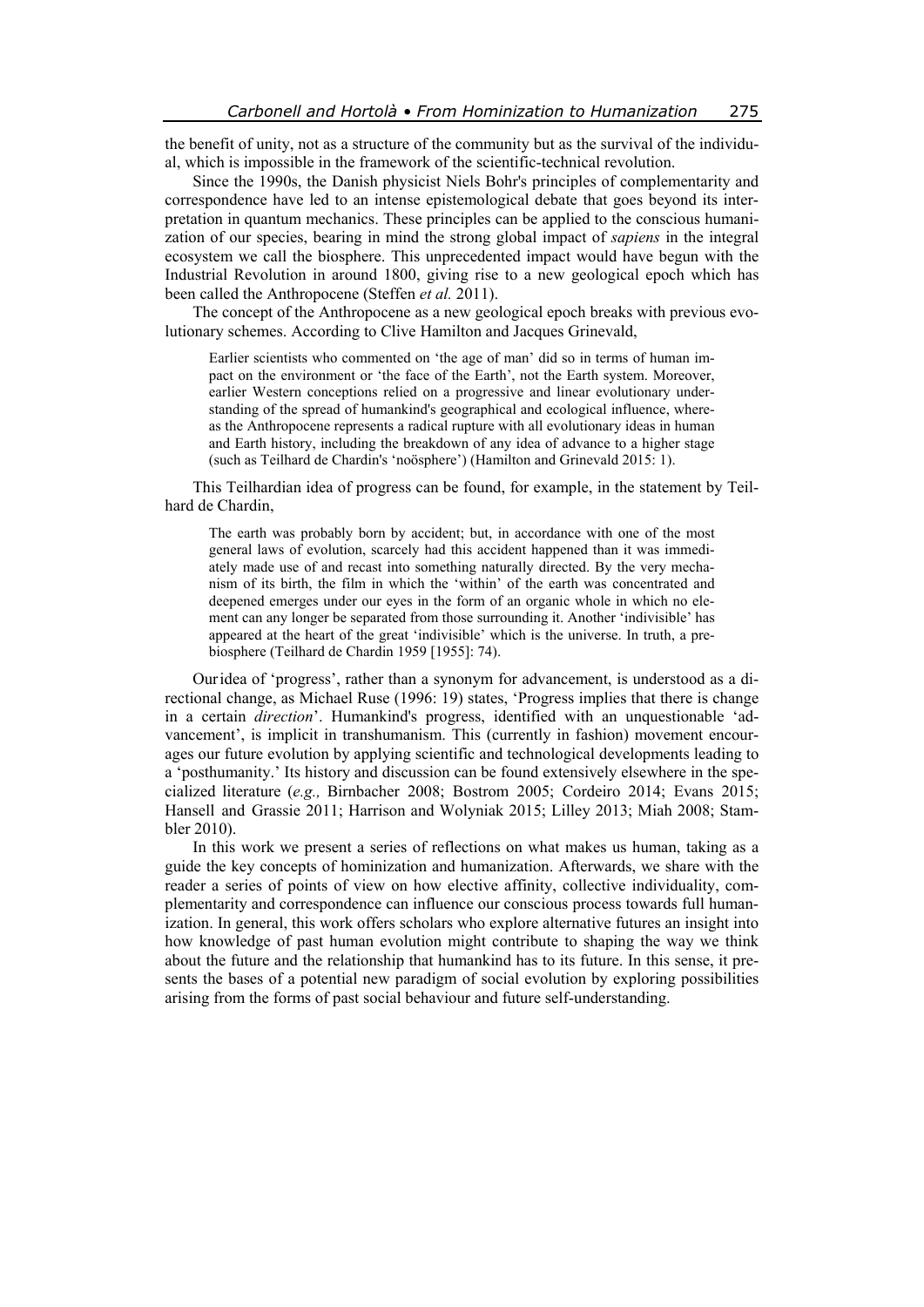the benefit of unity, not as a structure of the community but as the survival of the individual, which is impossible in the framework of the scientific-technical revolution.

Since the 1990s, the Danish physicist Niels Bohr's principles of complementarity and correspondence have led to an intense epistemological debate that goes beyond its interpretation in quantum mechanics. These principles can be applied to the conscious humanization of our species, bearing in mind the strong global impact of *sapiens* in the integral ecosystem we call the biosphere. This unprecedented impact would have begun with the Industrial Revolution in around 1800, giving rise to a new geological epoch which has been called the Anthropocene (Steffen *et al.* 2011).

The concept of the Anthropocene as a new geological epoch breaks with previous evolutionary schemes. According to Clive Hamilton and Jacques Grinevald,

> Earlier scientists who commented on 'the age of man' did so in terms of human impact on the environment or 'the face of the Earth', not the Earth system. Moreover, earlier Western conceptions relied on a progressive and linear evolutionary understanding of the spread of humankind's geographical and ecological influence, whereas the Anthropocene represents a radical rupture with all evolutionary ideas in human and Earth history, including the breakdown of any idea of advance to a higher stage (such as Teilhard de Chardin's 'noösphere') (Hamilton and Grinevald 2015: 1).

This Teilhardian idea of progress can be found, for example, in the statement by Teilhard de Chardin,

> The earth was probably born by accident; but, in accordance with one of the most general laws of evolution, scarcely had this accident happened than it was immediately made use of and recast into something naturally directed. By the very mechanism of its birth, the film in which the 'within' of the earth was concentrated and deepened emerges under our eyes in the form of an organic whole in which no element can any longer be separated from those surrounding it. Another 'indivisible' has appeared at the heart of the great 'indivisible' which is the universe. In truth, a prebiosphere (Teilhard de Chardin 1959 [1955]: 74).

Our idea of 'progress', rather than a synonym for advancement, is understood as a directional change, as Michael Ruse (1996: 19) states, 'Progress implies that there is change in a certain *direction*'. Humankind's progress, identified with an unquestionable 'advancement', is implicit in transhumanism. This (currently in fashion) movement encourages our future evolution by applying scientific and technological developments leading to a 'posthumanity.' Its history and discussion can be found extensively elsewhere in the specialized literature (*e.g.,* Birnbacher 2008; Bostrom 2005; Cordeiro 2014; Evans 2015; Hansell and Grassie 2011; Harrison and Wolyniak 2015; Lilley 2013; Miah 2008; Stambler 2010).

In this work we present a series of reflections on what makes us human, taking as a guide the key concepts of hominization and humanization. Afterwards, we share with the reader a series of points of view on how elective affinity, collective individuality, complementarity and correspondence can influence our conscious process towards full humanization. In general, this work offers scholars who explore alternative futures an insight into how knowledge of past human evolution might contribute to shaping the way we think about the future and the relationship that humankind has to its future. In this sense, it presents the bases of a potential new paradigm of social evolution by exploring possibilities arising from the forms of past social behaviour and future self-understanding.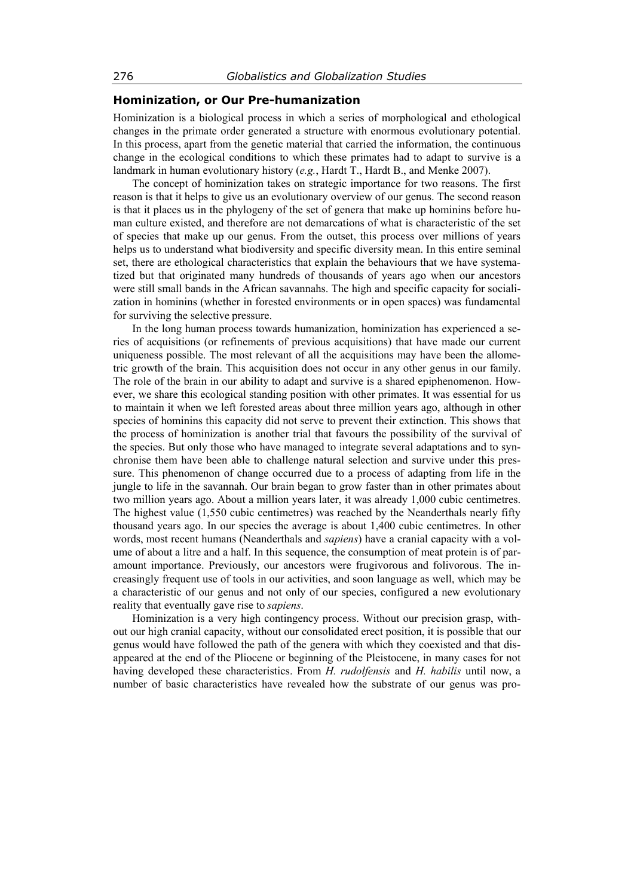### Hominization, or Our Pre-humanization

Hominization is a biological process in which a series of morphological and ethological changes in the primate order generated a structure with enormous evolutionary potential. In this process, apart from the genetic material that carried the information, the continuous change in the ecological conditions to which these primates had to adapt to survive is a landmark in human evolutionary history (*e.g.*, Hardt T., Hardt B., and Menke 2007).

The concept of hominization takes on strategic importance for two reasons. The first reason is that it helps to give us an evolutionary overview of our genus. The second reason is that it places us in the phylogeny of the set of genera that make up hominins before human culture existed, and therefore are not demarcations of what is characteristic of the set of species that make up our genus. From the outset, this process over millions of years helps us to understand what biodiversity and specific diversity mean. In this entire seminal set, there are ethological characteristics that explain the behaviours that we have systematized but that originated many hundreds of thousands of years ago when our ancestors were still small bands in the African savannahs. The high and specific capacity for socialization in hominins (whether in forested environments or in open spaces) was fundamental for surviving the selective pressure.

In the long human process towards humanization, hominization has experienced a series of acquisitions (or refinements of previous acquisitions) that have made our current uniqueness possible. The most relevant of all the acquisitions may have been the allometric growth of the brain. This acquisition does not occur in any other genus in our family. The role of the brain in our ability to adapt and survive is a shared epiphenomenon. However, we share this ecological standing position with other primates. It was essential for us to maintain it when we left forested areas about three million years ago, although in other species of hominins this capacity did not serve to prevent their extinction. This shows that the process of hominization is another trial that favours the possibility of the survival of the species. But only those who have managed to integrate several adaptations and to synchronise them have been able to challenge natural selection and survive under this pressure. This phenomenon of change occurred due to a process of adapting from life in the jungle to life in the savannah. Our brain began to grow faster than in other primates about two million years ago. About a million years later, it was already 1,000 cubic centimetres. The highest value (1,550 cubic centimetres) was reached by the Neanderthals nearly fifty thousand years ago. In our species the average is about 1,400 cubic centimetres. In other words, most recent humans (Neanderthals and *sapiens*) have a cranial capacity with a volume of about a litre and a half. In this sequence, the consumption of meat protein is of paramount importance. Previously, our ancestors were frugivorous and folivorous. The increasingly frequent use of tools in our activities, and soon language as well, which may be a characteristic of our genus and not only of our species, configured a new evolutionary reality that eventually gave rise to *sapiens*.

Hominization is a very high contingency process. Without our precision grasp, without our high cranial capacity, without our consolidated erect position, it is possible that our genus would have followed the path of the genera with which they coexisted and that disappeared at the end of the Pliocene or beginning of the Pleistocene, in many cases for not having developed these characteristics. From *H. rudolfensis* and *H. habilis* until now, a number of basic characteristics have revealed how the substrate of our genus was pro-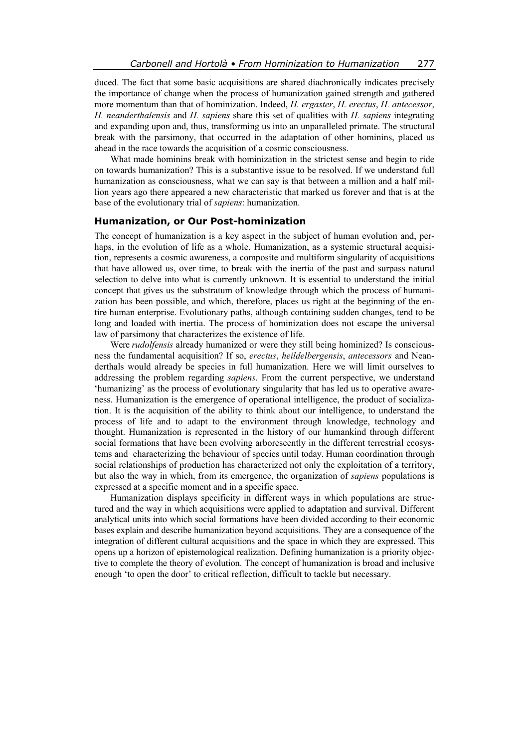duced. The fact that some basic acquisitions are shared diachronically indicates precisely the importance of change when the process of humanization gained strength and gathered more momentum than that of hominization. Indeed, *H. ergaster*, *H. erectus*, *H. antecessor*, *H. neanderthalensis* and *H. sapiens* share this set of qualities with *H. sapiens* integrating and expanding upon and, thus, transforming us into an unparalleled primate. The structural break with the parsimony, that occurred in the adaptation of other hominins, placed us ahead in the race towards the acquisition of a cosmic consciousness.

What made hominins break with hominization in the strictest sense and begin to ride on towards humanization? This is a substantive issue to be resolved. If we understand full humanization as consciousness, what we can say is that between a million and a half million years ago there appeared a new characteristic that marked us forever and that is at the base of the evolutionary trial of *sapiens*: humanization.

### Humanization, or Our Post-hominization

The concept of humanization is a key aspect in the subject of human evolution and, perhaps, in the evolution of life as a whole. Humanization, as a systemic structural acquisition, represents a cosmic awareness, a composite and multiform singularity of acquisitions that have allowed us, over time, to break with the inertia of the past and surpass natural selection to delve into what is currently unknown. It is essential to understand the initial concept that gives us the substratum of knowledge through which the process of humanization has been possible, and which, therefore, places us right at the beginning of the entire human enterprise. Evolutionary paths, although containing sudden changes, tend to be long and loaded with inertia. The process of hominization does not escape the universal law of parsimony that characterizes the existence of life.

Were *rudolfensis* already humanized or were they still being hominized? Is consciousness the fundamental acquisition? If so, *erectus*, *heildelbergensis*, *antecessors* and Neanderthals would already be species in full humanization. Here we will limit ourselves to addressing the problem regarding *sapiens*. From the current perspective, we understand 'humanizing' as the process of evolutionary singularity that has led us to operative awareness. Humanization is the emergence of operational intelligence, the product of socialization. It is the acquisition of the ability to think about our intelligence, to understand the process of life and to adapt to the environment through knowledge, technology and thought. Humanization is represented in the history of our humankind through different social formations that have been evolving arborescently in the different terrestrial ecosystems and characterizing the behaviour of species until today. Human coordination through social relationships of production has characterized not only the exploitation of a territory, but also the way in which, from its emergence, the organization of *sapiens* populations is expressed at a specific moment and in a specific space.

Humanization displays specificity in different ways in which populations are structured and the way in which acquisitions were applied to adaptation and survival. Different analytical units into which social formations have been divided according to their economic bases explain and describe humanization beyond acquisitions. They are a consequence of the integration of different cultural acquisitions and the space in which they are expressed. This opens up a horizon of epistemological realization. Defining humanization is a priority objective to complete the theory of evolution. The concept of humanization is broad and inclusive enough 'to open the door' to critical reflection, difficult to tackle but necessary.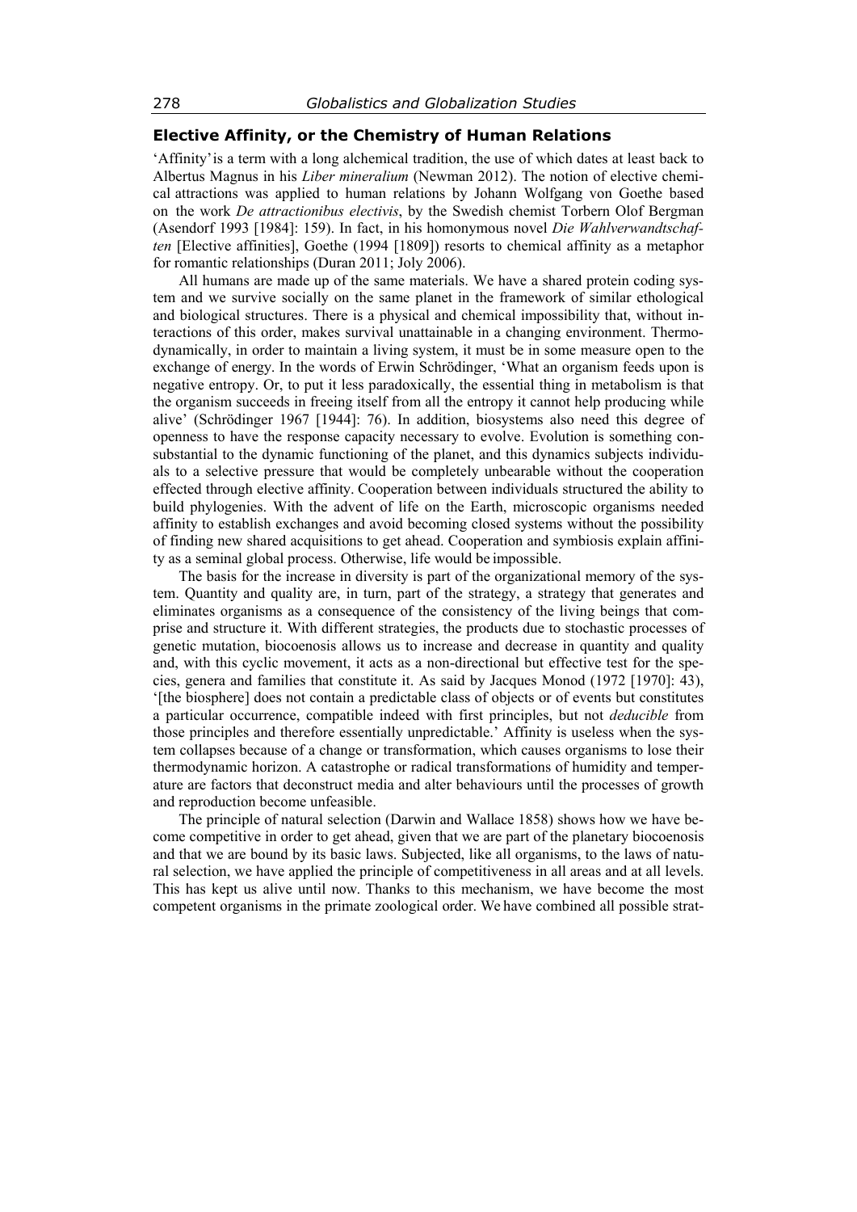## Elective Affinity, or the Chemistry of Human Relations

'Affinity' is a term with a long alchemical tradition, the use of which dates at least back to Albertus Magnus in his *Liber mineralium* (Newman 2012). The notion of elective chemical attractions was applied to human relations by Johann Wolfgang von Goethe based on the work *De attractionibus electivis*, by the Swedish chemist Torbern Olof Bergman (Asendorf 1993 [1984]: 159). In fact, in his homonymous novel *Die Wahlverwandtschaften* [Elective affinities], Goethe (1994 [1809]) resorts to chemical affinity as a metaphor for romantic relationships (Duran 2011; Joly 2006).

All humans are made up of the same materials. We have a shared protein coding system and we survive socially on the same planet in the framework of similar ethological and biological structures. There is a physical and chemical impossibility that, without interactions of this order, makes survival unattainable in a changing environment. Thermodynamically, in order to maintain a living system, it must be in some measure open to the exchange of energy. In the words of Erwin Schrödinger, 'What an organism feeds upon is negative entropy. Or, to put it less paradoxically, the essential thing in metabolism is that the organism succeeds in freeing itself from all the entropy it cannot help producing while alive' (Schrödinger 1967 [1944]: 76). In addition, biosystems also need this degree of openness to have the response capacity necessary to evolve. Evolution is something consubstantial to the dynamic functioning of the planet, and this dynamics subjects individuals to a selective pressure that would be completely unbearable without the cooperation effected through elective affinity. Cooperation between individuals structured the ability to build phylogenies. With the advent of life on the Earth, microscopic organisms needed affinity to establish exchanges and avoid becoming closed systems without the possibility of finding new shared acquisitions to get ahead. Cooperation and symbiosis explain affinity as a seminal global process. Otherwise, life would be impossible.

The basis for the increase in diversity is part of the organizational memory of the system. Quantity and quality are, in turn, part of the strategy, a strategy that generates and eliminates organisms as a consequence of the consistency of the living beings that comprise and structure it. With different strategies, the products due to stochastic processes of genetic mutation, biocoenosis allows us to increase and decrease in quantity and quality and, with this cyclic movement, it acts as a non-directional but effective test for the species, genera and families that constitute it. As said by Jacques Monod (1972 [1970]: 43), '[the biosphere] does not contain a predictable class of objects or of events but constitutes a particular occurrence, compatible indeed with first principles, but not *deducible* from those principles and therefore essentially unpredictable.' Affinity is useless when the system collapses because of a change or transformation, which causes organisms to lose their thermodynamic horizon. A catastrophe or radical transformations of humidity and temperature are factors that deconstruct media and alter behaviours until the processes of growth and reproduction become unfeasible.

The principle of natural selection (Darwin and Wallace 1858) shows how we have become competitive in order to get ahead, given that we are part of the planetary biocoenosis and that we are bound by its basic laws. Subjected, like all organisms, to the laws of natural selection, we have applied the principle of competitiveness in all areas and at all levels. This has kept us alive until now. Thanks to this mechanism, we have become the most competent organisms in the primate zoological order. We have combined all possible strat-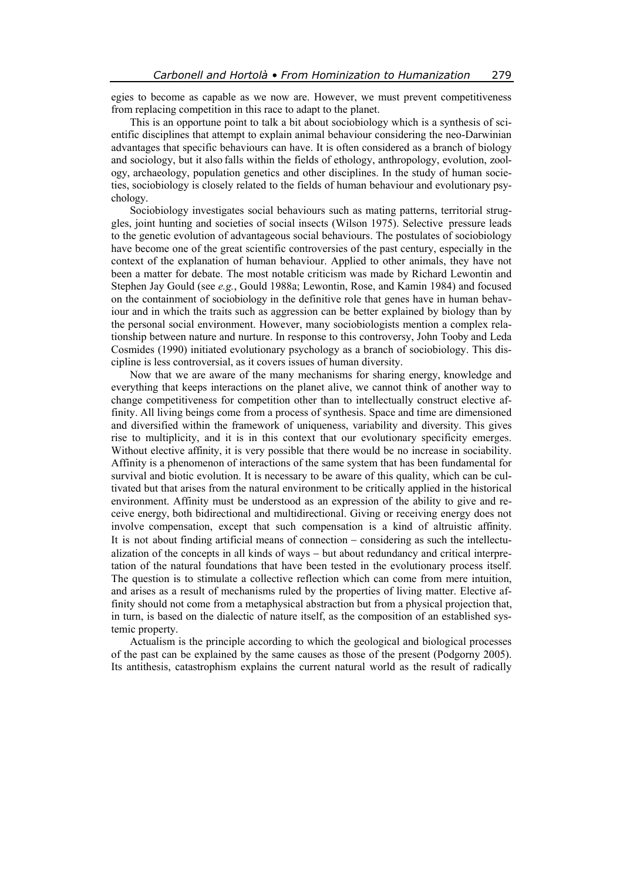egies to become as capable as we now are. However, we must prevent competitiveness from replacing competition in this race to adapt to the planet.

This is an opportune point to talk a bit about sociobiology which is a synthesis of scientific disciplines that attempt to explain animal behaviour considering the neo-Darwinian advantages that specific behaviours can have. It is often considered as a branch of biology and sociology, but it also falls within the fields of ethology, anthropology, evolution, zoology, archaeology, population genetics and other disciplines. In the study of human societies, sociobiology is closely related to the fields of human behaviour and evolutionary psychology.

Sociobiology investigates social behaviours such as mating patterns, territorial struggles, joint hunting and societies of social insects (Wilson 1975). Selective pressure leads to the genetic evolution of advantageous social behaviours. The postulates of sociobiology have become one of the great scientific controversies of the past century, especially in the context of the explanation of human behaviour. Applied to other animals, they have not been a matter for debate. The most notable criticism was made by Richard Lewontin and Stephen Jay Gould (see *e.g.*, Gould 1988a; Lewontin, Rose, and Kamin 1984) and focused on the containment of sociobiology in the definitive role that genes have in human behaviour and in which the traits such as aggression can be better explained by biology than by the personal social environment. However, many sociobiologists mention a complex relationship between nature and nurture. In response to this controversy, John Tooby and Leda Cosmides (1990) initiated evolutionary psychology as a branch of sociobiology. This discipline is less controversial, as it covers issues of human diversity.

Now that we are aware of the many mechanisms for sharing energy, knowledge and everything that keeps interactions on the planet alive, we cannot think of another way to change competitiveness for competition other than to intellectually construct elective affinity. All living beings come from a process of synthesis. Space and time are dimensioned and diversified within the framework of uniqueness, variability and diversity. This gives rise to multiplicity, and it is in this context that our evolutionary specificity emerges. Without elective affinity, it is very possible that there would be no increase in sociability. Affinity is a phenomenon of interactions of the same system that has been fundamental for survival and biotic evolution. It is necessary to be aware of this quality, which can be cultivated but that arises from the natural environment to be critically applied in the historical environment. Affinity must be understood as an expression of the ability to give and receive energy, both bidirectional and multidirectional. Giving or receiving energy does not involve compensation, except that such compensation is a kind of altruistic affinity. It is not about finding artificial means of connection – considering as such the intellectualization of the concepts in all kinds of ways – but about redundancy and critical interpretation of the natural foundations that have been tested in the evolutionary process itself. The question is to stimulate a collective reflection which can come from mere intuition, and arises as a result of mechanisms ruled by the properties of living matter. Elective affinity should not come from a metaphysical abstraction but from a physical projection that, in turn, is based on the dialectic of nature itself, as the composition of an established systemic property.

Actualism is the principle according to which the geological and biological processes of the past can be explained by the same causes as those of the present (Podgorny 2005). Its antithesis, catastrophism explains the current natural world as the result of radically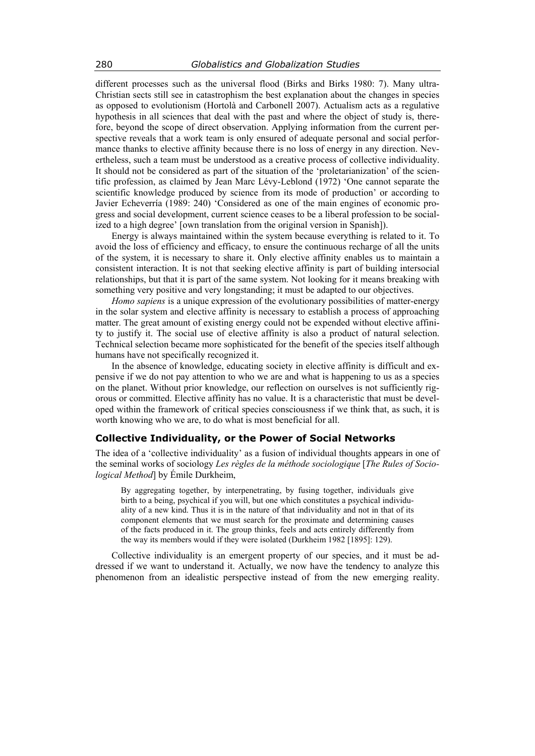different processes such as the universal flood (Birks and Birks 1980: 7). Many ultra-Christian sects still see in catastrophism the best explanation about the changes in species as opposed to evolutionism (Hortolà and Carbonell 2007). Actualism acts as a regulative hypothesis in all sciences that deal with the past and where the object of study is, therefore, beyond the scope of direct observation. Applying information from the current perspective reveals that a work team is only ensured of adequate personal and social performance thanks to elective affinity because there is no loss of energy in any direction. Nevertheless, such a team must be understood as a creative process of collective individuality. It should not be considered as part of the situation of the 'proletarianization' of the scientific profession, as claimed by Jean Marc Lévy-Leblond (1972) 'One cannot separate the scientific knowledge produced by science from its mode of production' or according to Javier Echeverría (1989: 240) 'Considered as one of the main engines of economic progress and social development, current science ceases to be a liberal profession to be socialized to a high degree' [own translation from the original version in Spanish]).

Energy is always maintained within the system because everything is related to it. To avoid the loss of efficiency and efficacy, to ensure the continuous recharge of all the units of the system, it is necessary to share it. Only elective affinity enables us to maintain a consistent interaction. It is not that seeking elective affinity is part of building intersocial relationships, but that it is part of the same system. Not looking for it means breaking with something very positive and very longstanding; it must be adapted to our objectives.

*Homo sapiens* is a unique expression of the evolutionary possibilities of matter-energy in the solar system and elective affinity is necessary to establish a process of approaching matter. The great amount of existing energy could not be expended without elective affinity to justify it. The social use of elective affinity is also a product of natural selection. Technical selection became more sophisticated for the benefit of the species itself although humans have not specifically recognized it.

In the absence of knowledge, educating society in elective affinity is difficult and expensive if we do not pay attention to who we are and what is happening to us as a species on the planet. Without prior knowledge, our reflection on ourselves is not sufficiently rigorous or committed. Elective affinity has no value. It is a characteristic that must be developed within the framework of critical species consciousness if we think that, as such, it is worth knowing who we are, to do what is most beneficial for all.

## Collective Individuality, or the Power of Social Networks

The idea of a 'collective individuality' as a fusion of individual thoughts appears in one of the seminal works of sociology *Les règles de la méthode sociologique* [*The Rules of Sociological Method*] by Émile Durkheim,

> By aggregating together, by interpenetrating, by fusing together, individuals give birth to a being, psychical if you will, but one which constitutes a psychical individuality of a new kind. Thus it is in the nature of that individuality and not in that of its component elements that we must search for the proximate and determining causes of the facts produced in it. The group thinks, feels and acts entirely differently from the way its members would if they were isolated (Durkheim 1982 [1895]: 129).

Collective individuality is an emergent property of our species, and it must be addressed if we want to understand it. Actually, we now have the tendency to analyze this phenomenon from an idealistic perspective instead of from the new emerging reality.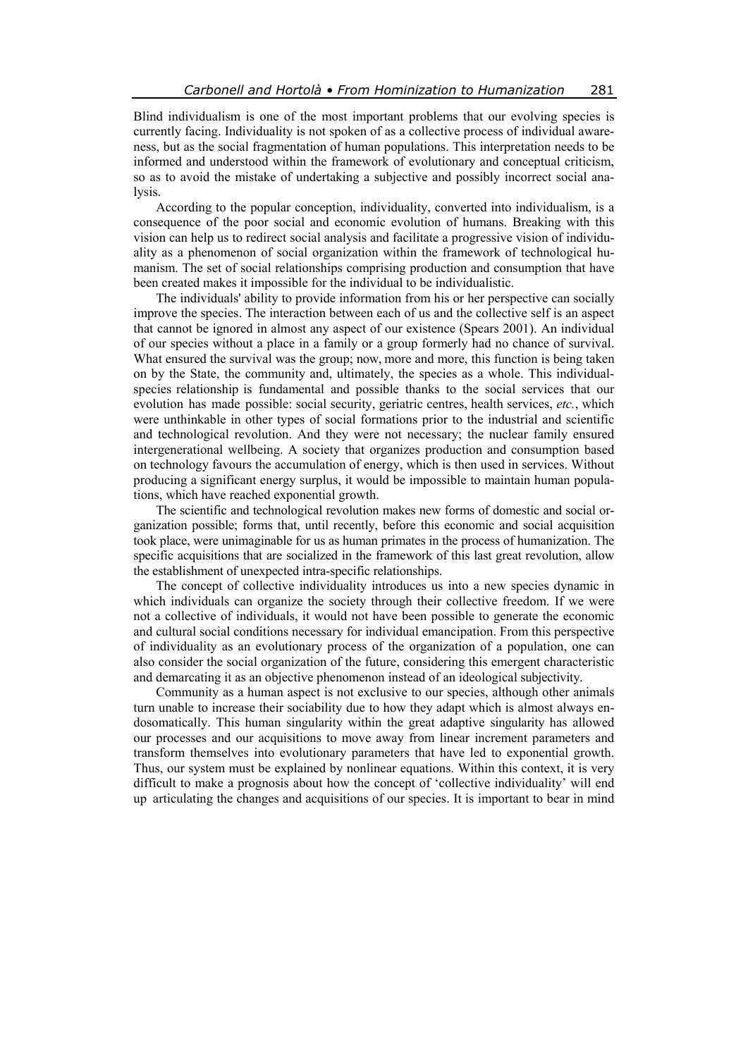Blind individualism is one of the most important problems that our evolving species is currently facing. Individuality is not spoken of as a collective process of individual awareness, but as the social fragmentation of human populations. This interpretation needs to be informed and understood within the framework of evolutionary and conceptual criticism, so as to avoid the mistake of undertaking a subjective and possibly incorrect social analysis.

According to the popular conception, individuality, converted into individualism, is a consequence of the poor social and economic evolution of humans. Breaking with this vision can help us to redirect social analysis and facilitate a progressive vision of individuality as a phenomenon of social organization within the framework of technological humanism. The set of social relationships comprising production and consumption that have been created makes it impossible for the individual to be individualistic.

The individuals' ability to provide information from his or her perspective can socially improve the species. The interaction between each of us and the collective self is an aspect that cannot be ignored in almost any aspect of our existence (Spears 2001). An individual of our species without a place in a family or a group formerly had no chance of survival. What ensured the survival was the group; now, more and more, this function is being taken on by the State, the community and, ultimately, the species as a whole. This individual-species relationship is fundamental and possible thanks to the social services that our evolution has made possible: social security, geriatric centres, health services, *etc.*, which were unthinkable in other types of social formations prior to the industrial and scientific and technological revolution. And they were not necessary; the nuclear family ensured intergenerational wellbeing. A society that organizes production and consumption based on technology favours the accumulation of energy, which is then used in services. Without producing a significant energy surplus, it would be impossible to maintain human populations, which have reached exponential growth.

The scientific and technological revolution makes new forms of domestic and social organization possible; forms that, until recently, before this economic and social acquisition took place, were unimaginable for us as human primates in the process of humanization. The specific acquisitions that are socialized in the framework of this last great revolution, allow the establishment of unexpected intra-specific relationships.

The concept of collective individuality introduces us into a new species dynamic in which individuals can organize the society through their collective freedom. If we were not a collective of individuals, it would not have been possible to generate the economic and cultural social conditions necessary for individual emancipation. From this perspective of individuality as an evolutionary process of the organization of a population, one can also consider the social organization of the future, considering this emergent characteristic and demarcating it as an objective phenomenon instead of an ideological subjectivity.

Community as a human aspect is not exclusive to our species, although other animals turn unable to increase their sociability due to how they adapt which is almost always endosomatically. This human singularity within the great adaptive singularity has allowed our processes and our acquisitions to move away from linear increment parameters and transform themselves into evolutionary parameters that have led to exponential growth. Thus, our system must be explained by nonlinear equations. Within this context, it is very difficult to make a prognosis about how the concept of 'collective individuality' will end up articulating the changes and acquisitions of our species. It is important to bear in mind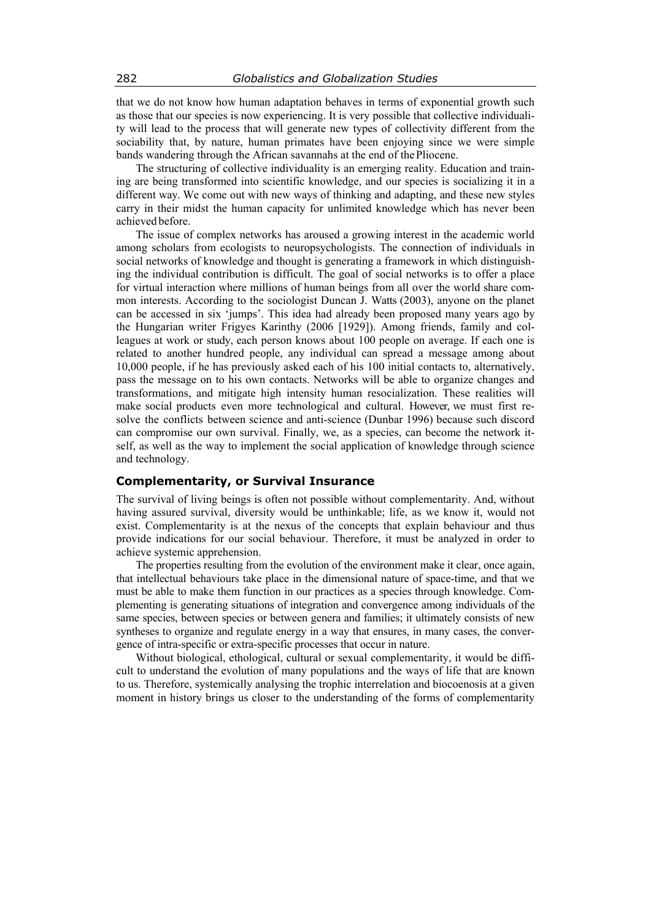that we do not know how human adaptation behaves in terms of exponential growth such as those that our species is now experiencing. It is very possible that collective individuality will lead to the process that will generate new types of collectivity different from the sociability that, by nature, human primates have been enjoying since we were simple bands wandering through the African savannahs at the end of the Pliocene.

The structuring of collective individuality is an emerging reality. Education and training are being transformed into scientific knowledge, and our species is socializing it in a different way. We come out with new ways of thinking and adapting, and these new styles carry in their midst the human capacity for unlimited knowledge which has never been achieved before.

The issue of complex networks has aroused a growing interest in the academic world among scholars from ecologists to neuropsychologists. The connection of individuals in social networks of knowledge and thought is generating a framework in which distinguishing the individual contribution is difficult. The goal of social networks is to offer a place for virtual interaction where millions of human beings from all over the world share common interests. According to the sociologist Duncan J. Watts (2003), anyone on the planet can be accessed in six 'jumps'. This idea had already been proposed many years ago by the Hungarian writer Frigyes Karinthy (2006 [1929]). Among friends, family and colleagues at work or study, each person knows about 100 people on average. If each one is related to another hundred people, any individual can spread a message among about 10,000 people, if he has previously asked each of his 100 initial contacts to, alternatively, pass the message on to his own contacts. Networks will be able to organize changes and transformations, and mitigate high intensity human resocialization. These realities will make social products even more technological and cultural. However, we must first resolve the conflicts between science and anti-science (Dunbar 1996) because such discord can compromise our own survival. Finally, we, as a species, can become the network itself, as well as the way to implement the social application of knowledge through science and technology.

### Complementarity, or Survival Insurance

The survival of living beings is often not possible without complementarity. And, without having assured survival, diversity would be unthinkable; life, as we know it, would not exist. Complementarity is at the nexus of the concepts that explain behaviour and thus provide indications for our social behaviour. Therefore, it must be analyzed in order to achieve systemic apprehension.

The properties resulting from the evolution of the environment make it clear, once again, that intellectual behaviours take place in the dimensional nature of space-time, and that we must be able to make them function in our practices as a species through knowledge. Complementing is generating situations of integration and convergence among individuals of the same species, between species or between genera and families; it ultimately consists of new syntheses to organize and regulate energy in a way that ensures, in many cases, the convergence of intra-specific or extra-specific processes that occur in nature.

Without biological, ethological, cultural or sexual complementarity, it would be difficult to understand the evolution of many populations and the ways of life that are known to us. Therefore, systemically analysing the trophic interrelation and biocoenosis at a given moment in history brings us closer to the understanding of the forms of complementarity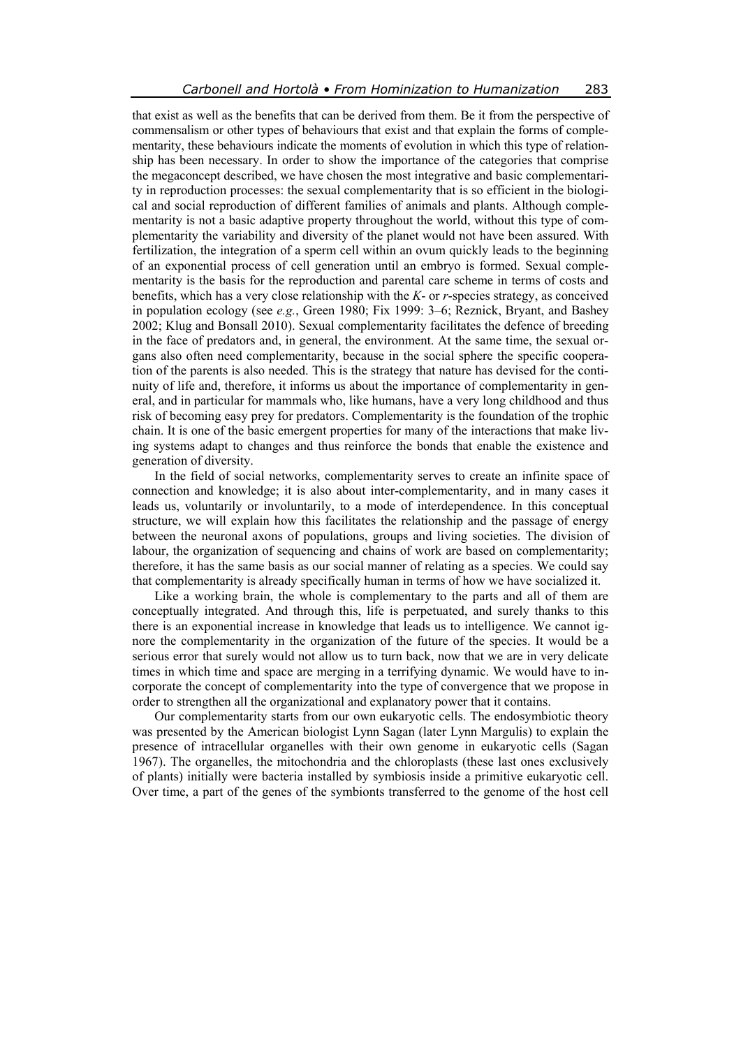that exist as well as the benefits that can be derived from them. Be it from the perspective of commensalism or other types of behaviours that exist and that explain the forms of complementarity, these behaviours indicate the moments of evolution in which this type of relationship has been necessary. In order to show the importance of the categories that comprise the megaconcept described, we have chosen the most integrative and basic complementarity in reproduction processes: the sexual complementarity that is so efficient in the biological and social reproduction of different families of animals and plants. Although complementarity is not a basic adaptive property throughout the world, without this type of complementarity the variability and diversity of the planet would not have been assured. With fertilization, the integration of a sperm cell within an ovum quickly leads to the beginning of an exponential process of cell generation until an embryo is formed. Sexual complementarity is the basis for the reproduction and parental care scheme in terms of costs and benefits, which has a very close relationship with the *K*- or *r*-species strategy, as conceived in population ecology (see *e.g.*, Green 1980; Fix 1999: 3–6; Reznick, Bryant, and Bashey 2002; Klug and Bonsall 2010). Sexual complementarity facilitates the defence of breeding in the face of predators and, in general, the environment. At the same time, the sexual organs also often need complementarity, because in the social sphere the specific cooperation of the parents is also needed. This is the strategy that nature has devised for the continuity of life and, therefore, it informs us about the importance of complementarity in general, and in particular for mammals who, like humans, have a very long childhood and thus risk of becoming easy prey for predators. Complementarity is the foundation of the trophic chain. It is one of the basic emergent properties for many of the interactions that make living systems adapt to changes and thus reinforce the bonds that enable the existence and generation of diversity.

In the field of social networks, complementarity serves to create an infinite space of connection and knowledge; it is also about inter-complementarity, and in many cases it leads us, voluntarily or involuntarily, to a mode of interdependence. In this conceptual structure, we will explain how this facilitates the relationship and the passage of energy between the neuronal axons of populations, groups and living societies. The division of labour, the organization of sequencing and chains of work are based on complementarity; therefore, it has the same basis as our social manner of relating as a species. We could say that complementarity is already specifically human in terms of how we have socialized it.

Like a working brain, the whole is complementary to the parts and all of them are conceptually integrated. And through this, life is perpetuated, and surely thanks to this there is an exponential increase in knowledge that leads us to intelligence. We cannot ignore the complementarity in the organization of the future of the species. It would be a serious error that surely would not allow us to turn back, now that we are in very delicate times in which time and space are merging in a terrifying dynamic. We would have to incorporate the concept of complementarity into the type of convergence that we propose in order to strengthen all the organizational and explanatory power that it contains.

Our complementarity starts from our own eukaryotic cells. The endosymbiotic theory was presented by the American biologist Lynn Sagan (later Lynn Margulis) to explain the presence of intracellular organelles with their own genome in eukaryotic cells (Sagan 1967). The organelles, the mitochondria and the chloroplasts (these last ones exclusively of plants) initially were bacteria installed by symbiosis inside a primitive eukaryotic cell. Over time, a part of the genes of the symbionts transferred to the genome of the host cell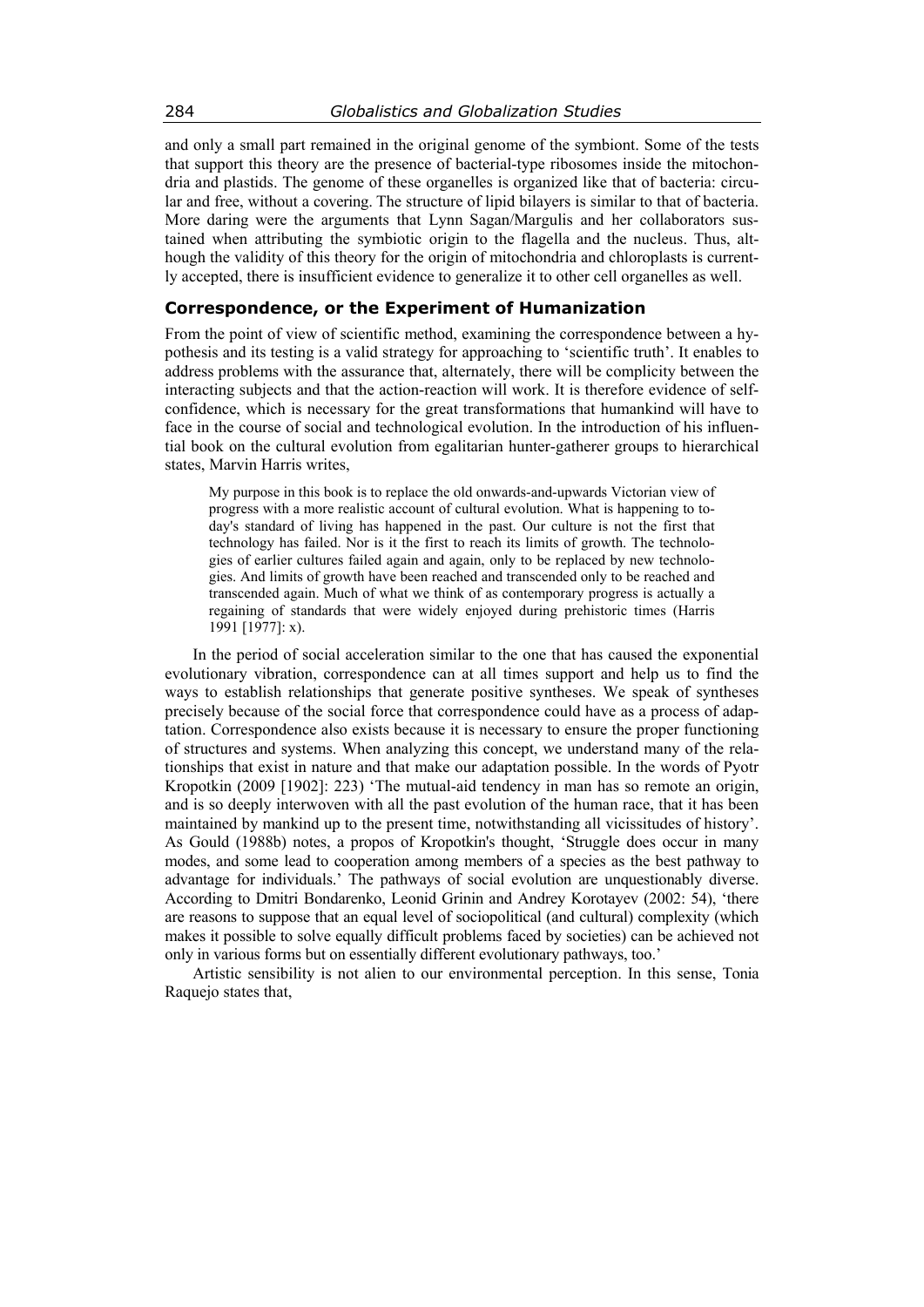and only a small part remained in the original genome of the symbiont. Some of the tests that support this theory are the presence of bacterial-type ribosomes inside the mitochondria and plastids. The genome of these organelles is organized like that of bacteria: circular and free, without a covering. The structure of lipid bilayers is similar to that of bacteria. More daring were the arguments that Lynn Sagan/Margulis and her collaborators sustained when attributing the symbiotic origin to the flagella and the nucleus. Thus, although the validity of this theory for the origin of mitochondria and chloroplasts is currently accepted, there is insufficient evidence to generalize it to other cell organelles as well.

### Correspondence, or the Experiment of Humanization

From the point of view of scientific method, examining the correspondence between a hypothesis and its testing is a valid strategy for approaching to 'scientific truth'. It enables to address problems with the assurance that, alternately, there will be complicity between the interacting subjects and that the action-reaction will work. It is therefore evidence of self-confidence, which is necessary for the great transformations that humankind will have to face in the course of social and technological evolution. In the introduction of his influential book on the cultural evolution from egalitarian hunter-gatherer groups to hierarchical states, Marvin Harris writes,

> My purpose in this book is to replace the old onwards-and-upwards Victorian view of progress with a more realistic account of cultural evolution. What is happening to today's standard of living has happened in the past. Our culture is not the first that technology has failed. Nor is it the first to reach its limits of growth. The technologies of earlier cultures failed again and again, only to be replaced by new technologies. And limits of growth have been reached and transcended only to be reached and transcended again. Much of what we think of as contemporary progress is actually a regaining of standards that were widely enjoyed during prehistoric times (Harris 1991 [1977]: x).

In the period of social acceleration similar to the one that has caused the exponential evolutionary vibration, correspondence can at all times support and help us to find the ways to establish relationships that generate positive syntheses. We speak of syntheses precisely because of the social force that correspondence could have as a process of adaptation. Correspondence also exists because it is necessary to ensure the proper functioning of structures and systems. When analyzing this concept, we understand many of the relationships that exist in nature and that make our adaptation possible. In the words of Pyotr Kropotkin (2009 [1902]: 223) 'The mutual-aid tendency in man has so remote an origin, and is so deeply interwoven with all the past evolution of the human race, that it has been maintained by mankind up to the present time, notwithstanding all vicissitudes of history'. As Gould (1988b) notes, a propos of Kropotkin's thought, 'Struggle does occur in many modes, and some lead to cooperation among members of a species as the best pathway to advantage for individuals.' The pathways of social evolution are unquestionably diverse. According to Dmitri Bondarenko, Leonid Grinin and Andrey Korotayev (2002: 54), 'there are reasons to suppose that an equal level of sociopolitical (and cultural) complexity (which makes it possible to solve equally difficult problems faced by societies) can be achieved not only in various forms but on essentially different evolutionary pathways, too.'

Artistic sensibility is not alien to our environmental perception. In this sense, Tonia Raquejo states that,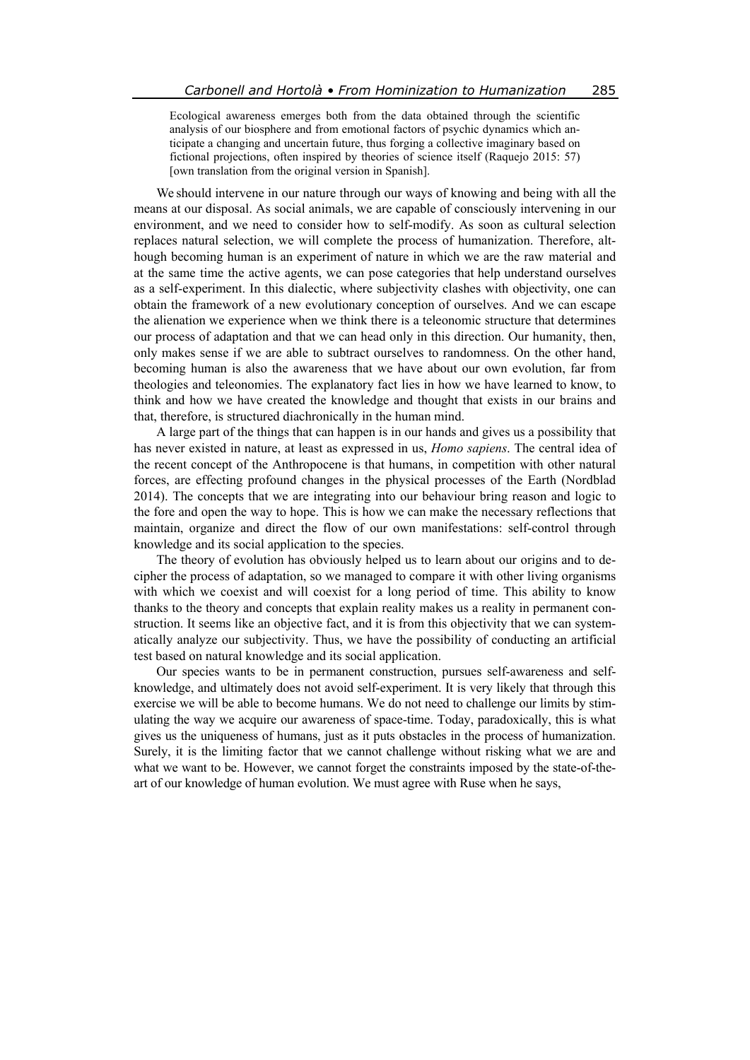> Ecological awareness emerges both from the data obtained through the scientific analysis of our biosphere and from emotional factors of psychic dynamics which anticipate a changing and uncertain future, thus forging a collective imaginary based on fictional projections, often inspired by theories of science itself (Raquejo 2015: 57) [own translation from the original version in Spanish].

We should intervene in our nature through our ways of knowing and being with all the means at our disposal. As social animals, we are capable of consciously intervening in our environment, and we need to consider how to self-modify. As soon as cultural selection replaces natural selection, we will complete the process of humanization. Therefore, although becoming human is an experiment of nature in which we are the raw material and at the same time the active agents, we can pose categories that help understand ourselves as a self-experiment. In this dialectic, where subjectivity clashes with objectivity, one can obtain the framework of a new evolutionary conception of ourselves. And we can escape the alienation we experience when we think there is a teleonomic structure that determines our process of adaptation and that we can head only in this direction. Our humanity, then, only makes sense if we are able to subtract ourselves to randomness. On the other hand, becoming human is also the awareness that we have about our own evolution, far from theologies and teleonomies. The explanatory fact lies in how we have learned to know, to think and how we have created the knowledge and thought that exists in our brains and that, therefore, is structured diachronically in the human mind.

A large part of the things that can happen is in our hands and gives us a possibility that has never existed in nature, at least as expressed in us, *Homo sapiens*. The central idea of the recent concept of the Anthropocene is that humans, in competition with other natural forces, are effecting profound changes in the physical processes of the Earth (Nordblad 2014). The concepts that we are integrating into our behaviour bring reason and logic to the fore and open the way to hope. This is how we can make the necessary reflections that maintain, organize and direct the flow of our own manifestations: self-control through knowledge and its social application to the species.

The theory of evolution has obviously helped us to learn about our origins and to decipher the process of adaptation, so we managed to compare it with other living organisms with which we coexist and will coexist for a long period of time. This ability to know thanks to the theory and concepts that explain reality makes us a reality in permanent construction. It seems like an objective fact, and it is from this objectivity that we can systematically analyze our subjectivity. Thus, we have the possibility of conducting an artificial test based on natural knowledge and its social application.

Our species wants to be in permanent construction, pursues self-awareness and self-knowledge, and ultimately does not avoid self-experiment. It is very likely that through this exercise we will be able to become humans. We do not need to challenge our limits by stimulating the way we acquire our awareness of space-time. Today, paradoxically, this is what gives us the uniqueness of humans, just as it puts obstacles in the process of humanization. Surely, it is the limiting factor that we cannot challenge without risking what we are and what we want to be. However, we cannot forget the constraints imposed by the state-of-the-art of our knowledge of human evolution. We must agree with Ruse when he says,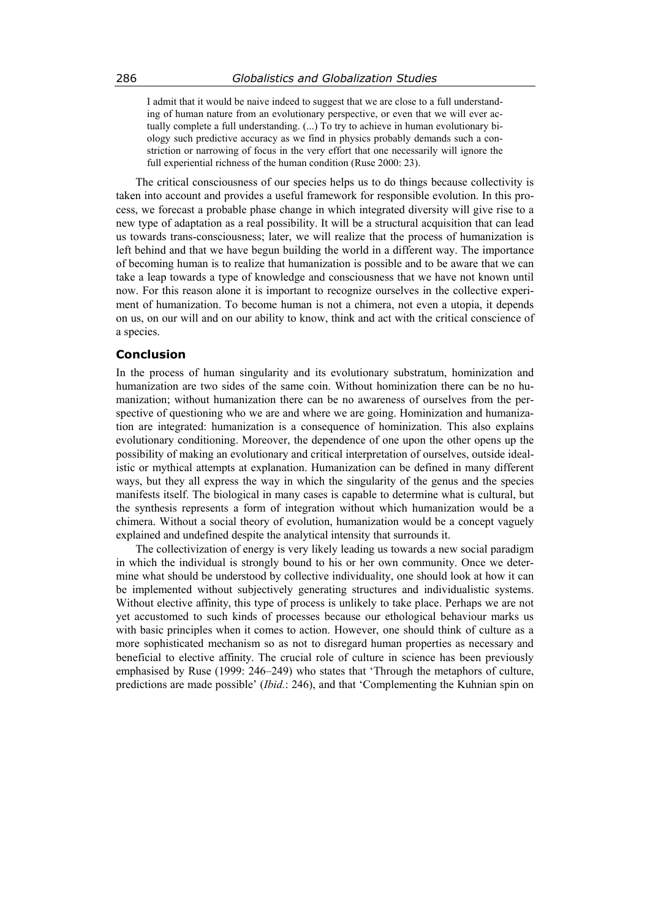> I admit that it would be naive indeed to suggest that we are close to a full understanding of human nature from an evolutionary perspective, or even that we will ever actually complete a full understanding. (...) To try to achieve in human evolutionary biology such predictive accuracy as we find in physics probably demands such a constriction or narrowing of focus in the very effort that one necessarily will ignore the full experiential richness of the human condition (Ruse 2000: 23).

The critical consciousness of our species helps us to do things because collectivity is taken into account and provides a useful framework for responsible evolution. In this process, we forecast a probable phase change in which integrated diversity will give rise to a new type of adaptation as a real possibility. It will be a structural acquisition that can lead us towards trans-consciousness; later, we will realize that the process of humanization is left behind and that we have begun building the world in a different way. The importance of becoming human is to realize that humanization is possible and to be aware that we can take a leap towards a type of knowledge and consciousness that we have not known until now. For this reason alone it is important to recognize ourselves in the collective experiment of humanization. To become human is not a chimera, not even a utopia, it depends on us, on our will and on our ability to know, think and act with the critical conscience of a species.

## Conclusion

In the process of human singularity and its evolutionary substratum, hominization and humanization are two sides of the same coin. Without hominization there can be no humanization; without humanization there can be no awareness of ourselves from the perspective of questioning who we are and where we are going. Hominization and humanization are integrated: humanization is a consequence of hominization. This also explains evolutionary conditioning. Moreover, the dependence of one upon the other opens up the possibility of making an evolutionary and critical interpretation of ourselves, outside idealistic or mythical attempts at explanation. Humanization can be defined in many different ways, but they all express the way in which the singularity of the genus and the species manifests itself. The biological in many cases is capable to determine what is cultural, but the synthesis represents a form of integration without which humanization would be a chimera. Without a social theory of evolution, humanization would be a concept vaguely explained and undefined despite the analytical intensity that surrounds it.

The collectivization of energy is very likely leading us towards a new social paradigm in which the individual is strongly bound to his or her own community. Once we determine what should be understood by collective individuality, one should look at how it can be implemented without subjectively generating structures and individualistic systems. Without elective affinity, this type of process is unlikely to take place. Perhaps we are not yet accustomed to such kinds of processes because our ethological behaviour marks us with basic principles when it comes to action. However, one should think of culture as a more sophisticated mechanism so as not to disregard human properties as necessary and beneficial to elective affinity. The crucial role of culture in science has been previously emphasised by Ruse (1999: 246–249) who states that 'Through the metaphors of culture, predictions are made possible' (*Ibid.*: 246), and that 'Complementing the Kuhnian spin on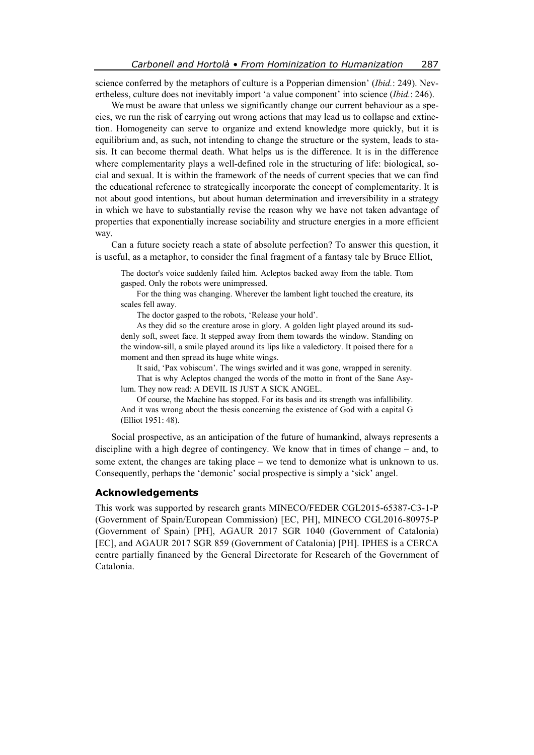science conferred by the metaphors of culture is a Popperian dimension' (*Ibid.*: 249). Nevertheless, culture does not inevitably import 'a value component' into science (*Ibid.*: 246).

We must be aware that unless we significantly change our current behaviour as a species, we run the risk of carrying out wrong actions that may lead us to collapse and extinction. Homogeneity can serve to organize and extend knowledge more quickly, but it is equilibrium and, as such, not intending to change the structure or the system, leads to stasis. It can become thermal death. What helps us is the difference. It is in the difference where complementarity plays a well-defined role in the structuring of life: biological, social and sexual. It is within the framework of the needs of current species that we can find the educational reference to strategically incorporate the concept of complementarity. It is not about good intentions, but about human determination and irreversibility in a strategy in which we have to substantially revise the reason why we have not taken advantage of properties that exponentially increase sociability and structure energies in a more efficient way.

Can a future society reach a state of absolute perfection? To answer this question, it is useful, as a metaphor, to consider the final fragment of a fantasy tale by Bruce Elliot,

> The doctor's voice suddenly failed him. Acleptos backed away from the table. Ttom gasped. Only the robots were unimpressed.
>
> For the thing was changing. Wherever the lambent light touched the creature, its scales fell away.
>
> The doctor gasped to the robots, 'Release your hold'.
>
> As they did so the creature arose in glory. A golden light played around its suddenly soft, sweet face. It stepped away from them towards the window. Standing on the window-sill, a smile played around its lips like a valedictory. It poised there for a moment and then spread its huge white wings.
>
> It said, 'Pax vobiscum'. The wings swirled and it was gone, wrapped in serenity.
>
> That is why Acleptos changed the words of the motto in front of the Sane Asylum. They now read: A DEVIL IS JUST A SICK ANGEL.
>
> Of course, the Machine has stopped. For its basis and its strength was infallibility. And it was wrong about the thesis concerning the existence of God with a capital G (Elliot 1951: 48).

Social prospective, as an anticipation of the future of humankind, always represents a discipline with a high degree of contingency. We know that in times of change – and, to some extent, the changes are taking place – we tend to demonize what is unknown to us. Consequently, perhaps the 'demonic' social prospective is simply a 'sick' angel.

## Acknowledgements

This work was supported by research grants MINECO/FEDER CGL2015-65387-C3-1-P (Government of Spain/European Commission) [EC, PH], MINECO CGL2016-80975-P (Government of Spain) [PH], AGAUR 2017 SGR 1040 (Government of Catalonia) [EC], and AGAUR 2017 SGR 859 (Government of Catalonia) [PH]. IPHES is a CERCA centre partially financed by the General Directorate for Research of the Government of Catalonia.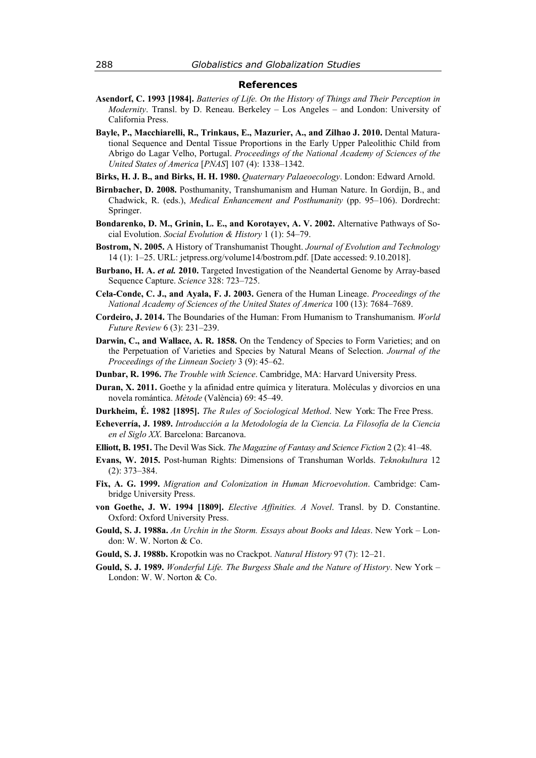## References

**Asendorf, C. 1993 [1984].** *Batteries of Life. On the History of Things and Their Perception in Modernity*. Transl. by D. Reneau. Berkeley – Los Angeles – and London: University of California Press.

**Bayle, P., Macchiarelli, R., Trinkaus, E., Mazurier, A., and Zilhao J. 2010.** Dental Maturational Sequence and Dental Tissue Proportions in the Early Upper Paleolithic Child from Abrigo do Lagar Velho, Portugal. *Proceedings of the National Academy of Sciences of the United States of America* [*PNAS*] 107 (4): 1338–1342.

**Birks, H. J. B., and Birks, H. H. 1980.** *Quaternary Palaeoecology*. London: Edward Arnold.

**Birnbacher, D. 2008.** Posthumanity, Transhumanism and Human Nature. In Gordijn, B., and Chadwick, R. (eds.), *Medical Enhancement and Posthumanity* (pp. 95–106). Dordrecht: Springer.

**Bondarenko, D. M., Grinin, L. E., and Korotayev, A. V. 2002.** Alternative Pathways of Social Evolution. *Social Evolution & History* 1 (1): 54–79.

**Bostrom, N. 2005.** A History of Transhumanist Thought. *Journal of Evolution and Technology* 14 (1): 1–25. URL: jetpress.org/volume14/bostrom.pdf. [Date accessed: 9.10.2018].

**Burbano, H. A. *et al.* 2010.** Targeted Investigation of the Neandertal Genome by Array-based Sequence Capture. *Science* 328: 723–725.

**Cela-Conde, C. J., and Ayala, F. J. 2003.** Genera of the Human Lineage. *Proceedings of the National Academy of Sciences of the United States of America* 100 (13): 7684–7689.

**Cordeiro, J. 2014.** The Boundaries of the Human: From Humanism to Transhumanism. *World Future Review* 6 (3): 231–239.

**Darwin, C., and Wallace, A. R. 1858.** On the Tendency of Species to Form Varieties; and on the Perpetuation of Varieties and Species by Natural Means of Selection. *Journal of the Proceedings of the Linnean Society* 3 (9): 45–62.

**Dunbar, R. 1996.** *The Trouble with Science*. Cambridge, MA: Harvard University Press.

**Duran, X. 2011.** Goethe y la afinidad entre química y literatura. Moléculas y divorcios en una novela romántica. *Mètode* (València) 69: 45–49.

**Durkheim, É. 1982 [1895].** *The Rules of Sociological Method*. New York: The Free Press.

**Echeverría, J. 1989.** *Introducción a la Metodología de la Ciencia. La Filosofía de la Ciencia en el Siglo XX*. Barcelona: Barcanova.

**Elliott, B. 1951.** The Devil Was Sick. *The Magazine of Fantasy and Science Fiction* 2 (2): 41–48.

**Evans, W. 2015.** Post-human Rights: Dimensions of Transhuman Worlds. *Teknokultura* 12 (2): 373–384.

**Fix, A. G. 1999.** *Migration and Colonization in Human Microevolution*. Cambridge: Cambridge University Press.

**von Goethe, J. W. 1994 [1809].** *Elective Affinities. A Novel*. Transl. by D. Constantine. Oxford: Oxford University Press.

**Gould, S. J. 1988a.** *An Urchin in the Storm. Essays about Books and Ideas*. New York – London: W. W. Norton & Co.

**Gould, S. J. 1988b.** Kropotkin was no Crackpot. *Natural History* 97 (7): 12–21.

**Gould, S. J. 1989.** *Wonderful Life. The Burgess Shale and the Nature of History*. New York – London: W. W. Norton & Co.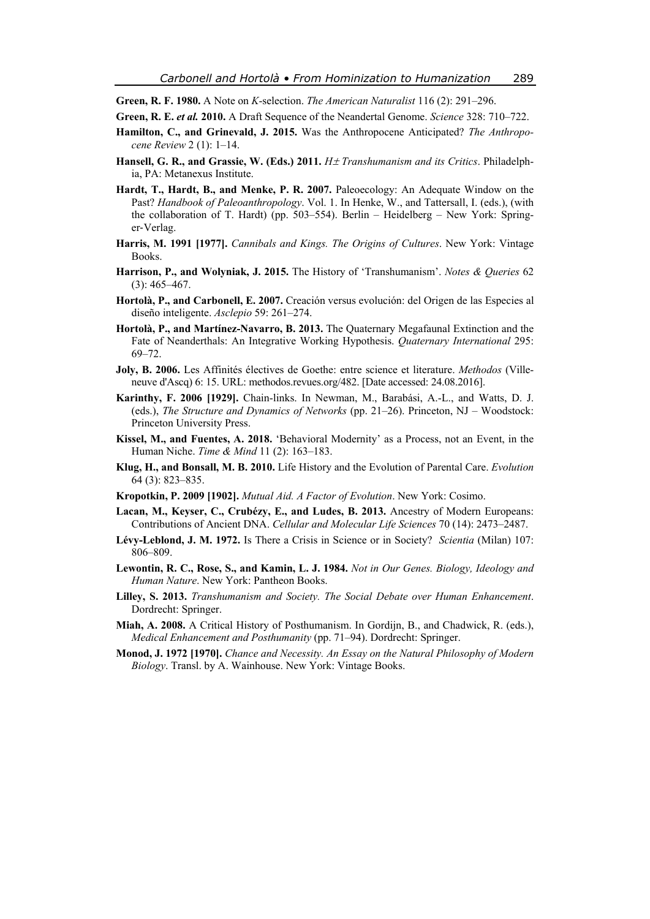**Green, R. F. 1980.** A Note on *K*-selection. *The American Naturalist* 116 (2): 291–296.

**Green, R. E. *et al.* 2010.** A Draft Sequence of the Neandertal Genome. *Science* 328: 710–722.

**Hamilton, C., and Grinevald, J. 2015.** Was the Anthropocene Anticipated? *The Anthropocene Review* 2 (1): 1–14.

**Hansell, G. R., and Grassie, W. (Eds.) 2011.** *H± Transhumanism and its Critics*. Philadelphia, PA: Metanexus Institute.

**Hardt, T., Hardt, B., and Menke, P. R. 2007.** Paleoecology: An Adequate Window on the Past? *Handbook of Paleoanthropology*. Vol. 1. In Henke, W., and Tattersall, I. (eds.), (with the collaboration of T. Hardt) (pp. 503–554). Berlin – Heidelberg – New York: Springer-Verlag.

**Harris, M. 1991 [1977].** *Cannibals and Kings. The Origins of Cultures*. New York: Vintage Books.

**Harrison, P., and Wolyniak, J. 2015.** The History of 'Transhumanism'. *Notes & Queries* 62 (3): 465–467.

**Hortolà, P., and Carbonell, E. 2007.** Creación versus evolución: del Origen de las Especies al diseño inteligente. *Asclepio* 59: 261–274.

**Hortolà, P., and Martínez-Navarro, B. 2013.** The Quaternary Megafaunal Extinction and the Fate of Neanderthals: An Integrative Working Hypothesis. *Quaternary International* 295: 69–72.

**Joly, B. 2006.** Les Affinités électives de Goethe: entre science et literature. *Methodos* (Villeneuve d'Ascq) 6: 15. URL: methodos.revues.org/482. [Date accessed: 24.08.2016].

**Karinthy, F. 2006 [1929].** Chain-links. In Newman, M., Barabási, A.-L., and Watts, D. J. (eds.), *The Structure and Dynamics of Networks* (pp. 21–26). Princeton, NJ – Woodstock: Princeton University Press.

**Kissel, M., and Fuentes, A. 2018.** 'Behavioral Modernity' as a Process, not an Event, in the Human Niche. *Time & Mind* 11 (2): 163–183.

**Klug, H., and Bonsall, M. B. 2010.** Life History and the Evolution of Parental Care. *Evolution* 64 (3): 823–835.

**Kropotkin, P. 2009 [1902].** *Mutual Aid. A Factor of Evolution*. New York: Cosimo.

**Lacan, M., Keyser, C., Crubézy, E., and Ludes, B. 2013.** Ancestry of Modern Europeans: Contributions of Ancient DNA. *Cellular and Molecular Life Sciences* 70 (14): 2473–2487.

**Lévy-Leblond, J. M. 1972.** Is There a Crisis in Science or in Society? *Scientia* (Milan) 107: 806–809.

**Lewontin, R. C., Rose, S., and Kamin, L. J. 1984.** *Not in Our Genes. Biology, Ideology and Human Nature*. New York: Pantheon Books.

**Lilley, S. 2013.** *Transhumanism and Society. The Social Debate over Human Enhancement*. Dordrecht: Springer.

**Miah, A. 2008.** A Critical History of Posthumanism. In Gordijn, B., and Chadwick, R. (eds.), *Medical Enhancement and Posthumanity* (pp. 71–94). Dordrecht: Springer.

**Monod, J. 1972 [1970].** *Chance and Necessity. An Essay on the Natural Philosophy of Modern Biology*. Transl. by A. Wainhouse. New York: Vintage Books.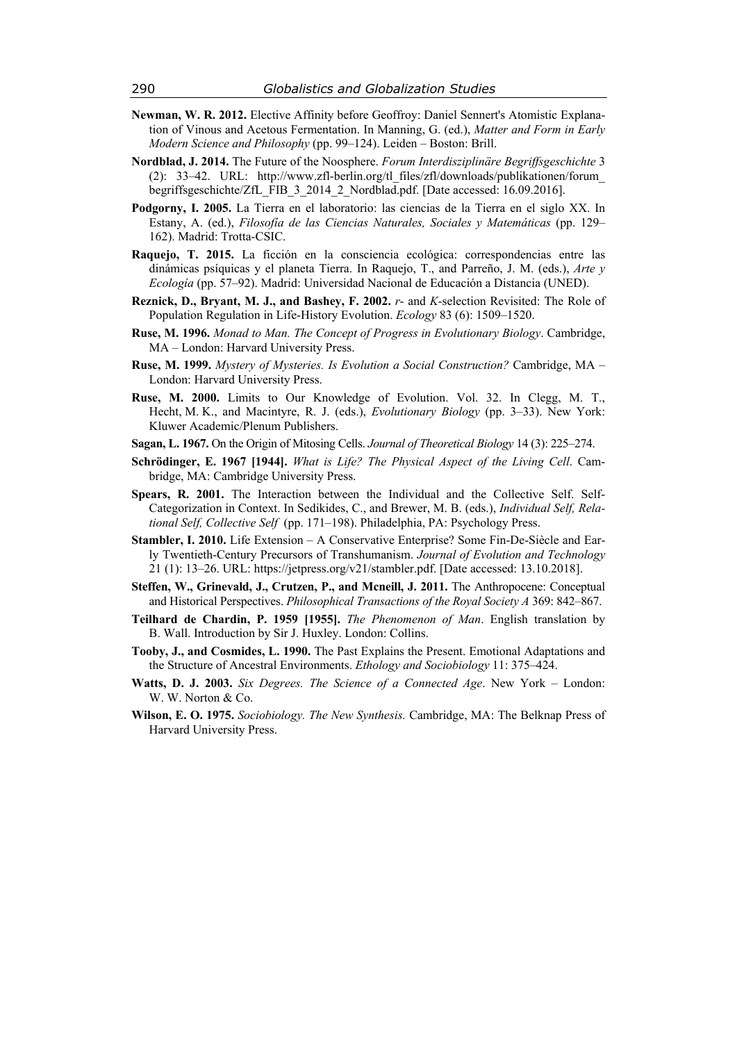**Newman, W. R. 2012.** Elective Affinity before Geoffroy: Daniel Sennert's Atomistic Explanation of Vinous and Acetous Fermentation. In Manning, G. (ed.), *Matter and Form in Early Modern Science and Philosophy* (pp. 99–124). Leiden – Boston: Brill.

**Nordblad, J. 2014.** The Future of the Noosphere. *Forum Interdisziplinäre Begriffsgeschichte* 3 (2): 33–42. URL: http://www.zfl-berlin.org/tl_files/zfl/downloads/publikationen/forum_begriffsgeschichte/ZfL_FIB_3_2014_2_Nordblad.pdf. [Date accessed: 16.09.2016].

**Podgorny, I. 2005.** La Tierra en el laboratorio: las ciencias de la Tierra en el siglo XX. In Estany, A. (ed.), *Filosofía de las Ciencias Naturales, Sociales y Matemáticas* (pp. 129–162). Madrid: Trotta-CSIC.

**Raquejo, T. 2015.** La ficción en la consciencia ecológica: correspondencias entre las dinámicas psíquicas y el planeta Tierra. In Raquejo, T., and Parreño, J. M. (eds.), *Arte y Ecología* (pp. 57–92). Madrid: Universidad Nacional de Educación a Distancia (UNED).

**Reznick, D., Bryant, M. J., and Bashey, F. 2002.** *r*- and *K*-selection Revisited: The Role of Population Regulation in Life-History Evolution. *Ecology* 83 (6): 1509–1520.

**Ruse, M. 1996.** *Monad to Man. The Concept of Progress in Evolutionary Biology*. Cambridge, MA – London: Harvard University Press.

**Ruse, M. 1999.** *Mystery of Mysteries. Is Evolution a Social Construction?* Cambridge, MA – London: Harvard University Press.

**Ruse, M. 2000.** Limits to Our Knowledge of Evolution. Vol. 32. In Clegg, M. T., Hecht, M. K., and Macintyre, R. J. (eds.), *Evolutionary Biology* (pp. 3–33). New York: Kluwer Academic/Plenum Publishers.

**Sagan, L. 1967.** On the Origin of Mitosing Cells. *Journal of Theoretical Biology* 14 (3): 225–274.

**Schrödinger, E. 1967 [1944].** *What is Life? The Physical Aspect of the Living Cell*. Cambridge, MA: Cambridge University Press.

**Spears, R. 2001.** The Interaction between the Individual and the Collective Self. Self-Categorization in Context. In Sedikides, C., and Brewer, M. B. (eds.), *Individual Self, Relational Self, Collective Self* (pp. 171–198). Philadelphia, PA: Psychology Press.

**Stambler, I. 2010.** Life Extension – A Conservative Enterprise? Some Fin-De-Siècle and Early Twentieth-Century Precursors of Transhumanism. *Journal of Evolution and Technology* 21 (1): 13–26. URL: https://jetpress.org/v21/stambler.pdf. [Date accessed: 13.10.2018].

**Steffen, W., Grinevald, J., Crutzen, P., and Mcneill, J. 2011.** The Anthropocene: Conceptual and Historical Perspectives. *Philosophical Transactions of the Royal Society A* 369: 842–867.

**Teilhard de Chardin, P. 1959 [1955].** *The Phenomenon of Man*. English translation by B. Wall. Introduction by Sir J. Huxley. London: Collins.

**Tooby, J., and Cosmides, L. 1990.** The Past Explains the Present. Emotional Adaptations and the Structure of Ancestral Environments. *Ethology and Sociobiology* 11: 375–424.

**Watts, D. J. 2003.** *Six Degrees. The Science of a Connected Age*. New York – London: W. W. Norton & Co.

**Wilson, E. O. 1975.** *Sociobiology. The New Synthesis.* Cambridge, MA: The Belknap Press of Harvard University Press.